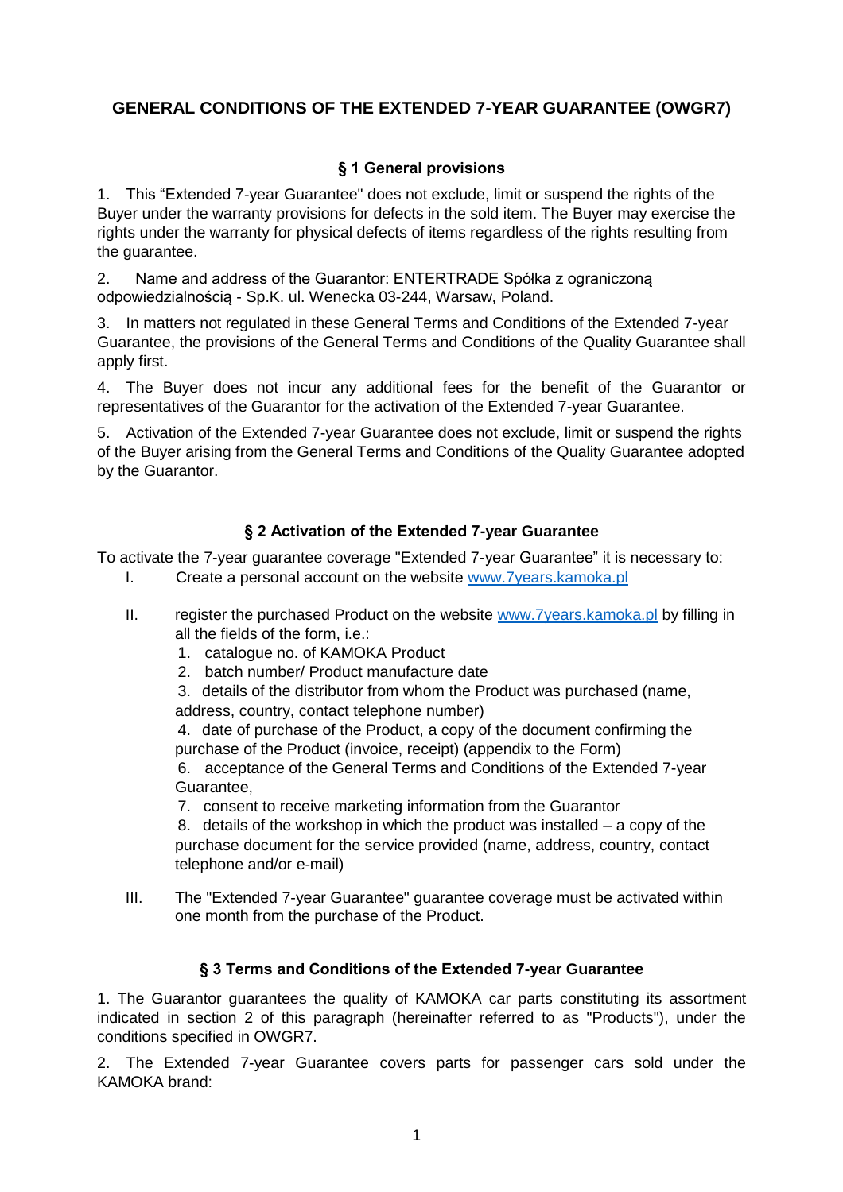# GENERAL CONDITIONS OF THE EXTENDED 7-YEAR GUARANTEE (OWGR7)

## § 1 General provisions

1. This "Extended 7-year Guarantee" does not exclude, limit or suspend the rights of the Buyer under the warranty provisions for defects in the sold item. The Buyer may exercise the rights under the warranty for physical defects of items regardless of the rights resulting from the guarantee.

2. Name and address of the Guarantor: ENTERTRADE Spółka z ograniczoną odpowiedzialnością - Sp.K. ul. Wenecka 03-244, Warsaw, Poland.

3. In matters not regulated in these General Terms and Conditions of the Extended 7-year Guarantee, the provisions of the General Terms and Conditions of the Quality Guarantee shall apply first.

4. The Buyer does not incur any additional fees for the benefit of the Guarantor or representatives of the Guarantor for the activation of the Extended 7-year Guarantee.

5. Activation of the Extended 7-year Guarantee does not exclude, limit or suspend the rights of the Buyer arising from the General Terms and Conditions of the Quality Guarantee adopted by the Guarantor.

## § 2 Activation of the Extended 7-year Guarantee

To activate the 7-year guarantee coverage "Extended 7-year Guarantee" it is necessary to:

I. Create a personal account on the website www.7years.kamoka.pl

II. register the purchased Product on the website www.7years.kamoka.pl by filling in all the fields of the form, i.e.:
   1. catalogue no. of KAMOKA Product
   2. batch number/ Product manufacture date
   3. details of the distributor from whom the Product was purchased (name, address, country, contact telephone number)
   4. date of purchase of the Product, a copy of the document confirming the purchase of the Product (invoice, receipt) (appendix to the Form)
   6. acceptance of the General Terms and Conditions of the Extended 7-year Guarantee,
   7. consent to receive marketing information from the Guarantor
   8. details of the workshop in which the product was installed – a copy of the purchase document for the service provided (name, address, country, contact telephone and/or e-mail)

III. The "Extended 7-year Guarantee" guarantee coverage must be activated within one month from the purchase of the Product.

## § 3 Terms and Conditions of the Extended 7-year Guarantee

1. The Guarantor guarantees the quality of KAMOKA car parts constituting its assortment indicated in section 2 of this paragraph (hereinafter referred to as "Products"), under the conditions specified in OWGR7.

2. The Extended 7-year Guarantee covers parts for passenger cars sold under the KAMOKA brand: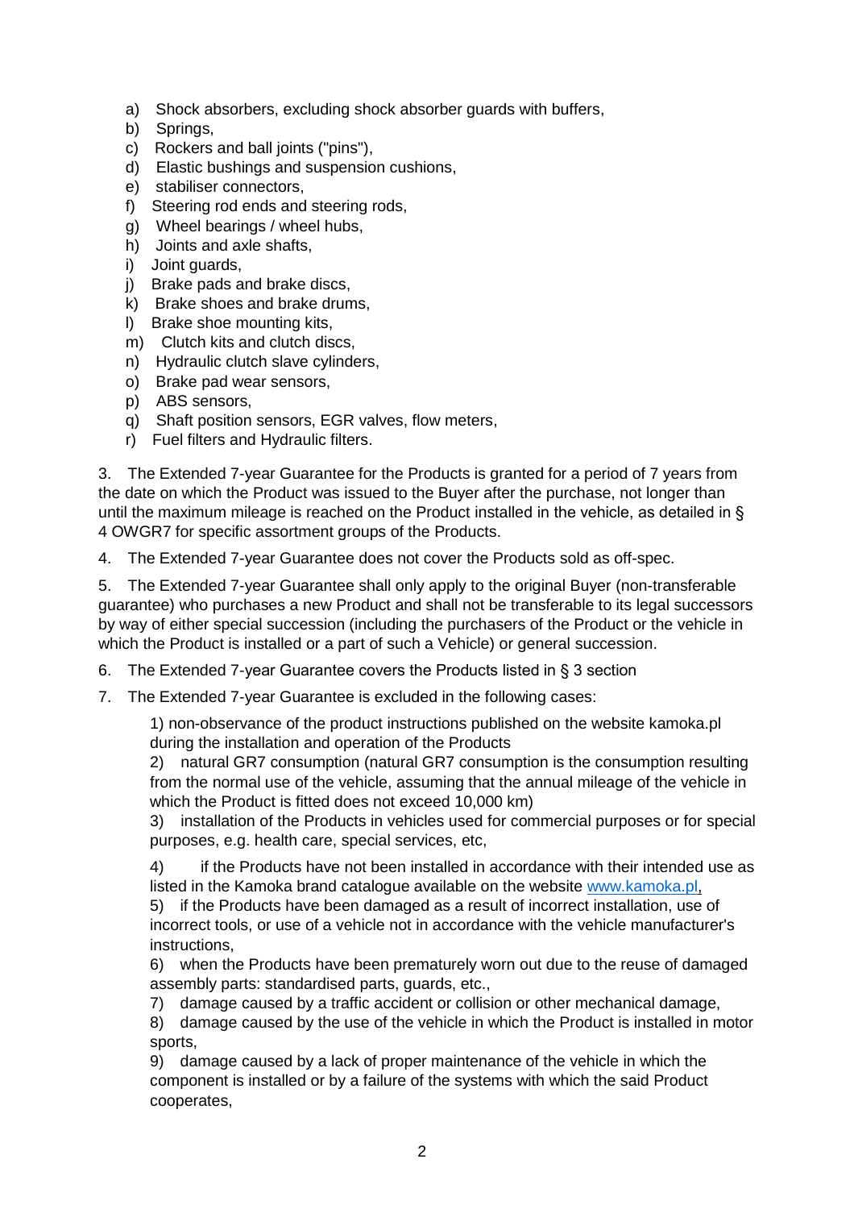a) Shock absorbers, excluding shock absorber guards with buffers,
b) Springs,
c) Rockers and ball joints ("pins"),
d) Elastic bushings and suspension cushions,
e) stabiliser connectors,
f) Steering rod ends and steering rods,
g) Wheel bearings / wheel hubs,
h) Joints and axle shafts,
i) Joint guards,
j) Brake pads and brake discs,
k) Brake shoes and brake drums,
l) Brake shoe mounting kits,
m) Clutch kits and clutch discs,
n) Hydraulic clutch slave cylinders,
o) Brake pad wear sensors,
p) ABS sensors,
q) Shaft position sensors, EGR valves, flow meters,
r) Fuel filters and Hydraulic filters.

3. The Extended 7-year Guarantee for the Products is granted for a period of 7 years from the date on which the Product was issued to the Buyer after the purchase, not longer than until the maximum mileage is reached on the Product installed in the vehicle, as detailed in § 4 OWGR7 for specific assortment groups of the Products.

4. The Extended 7-year Guarantee does not cover the Products sold as off-spec.

5. The Extended 7-year Guarantee shall only apply to the original Buyer (non-transferable guarantee) who purchases a new Product and shall not be transferable to its legal successors by way of either special succession (including the purchasers of the Product or the vehicle in which the Product is installed or a part of such a Vehicle) or general succession.

6. The Extended 7-year Guarantee covers the Products listed in § 3 section

7. The Extended 7-year Guarantee is excluded in the following cases:

1) non-observance of the product instructions published on the website kamoka.pl during the installation and operation of the Products
2) natural GR7 consumption (natural GR7 consumption is the consumption resulting from the normal use of the vehicle, assuming that the annual mileage of the vehicle in which the Product is fitted does not exceed 10,000 km)
3) installation of the Products in vehicles used for commercial purposes or for special purposes, e.g. health care, special services, etc,
4) if the Products have not been installed in accordance with their intended use as listed in the Kamoka brand catalogue available on the website www.kamoka.pl,
5) if the Products have been damaged as a result of incorrect installation, use of incorrect tools, or use of a vehicle not in accordance with the vehicle manufacturer's instructions,
6) when the Products have been prematurely worn out due to the reuse of damaged assembly parts: standardised parts, guards, etc.,
7) damage caused by a traffic accident or collision or other mechanical damage,
8) damage caused by the use of the vehicle in which the Product is installed in motor sports,
9) damage caused by a lack of proper maintenance of the vehicle in which the component is installed or by a failure of the systems with which the said Product cooperates,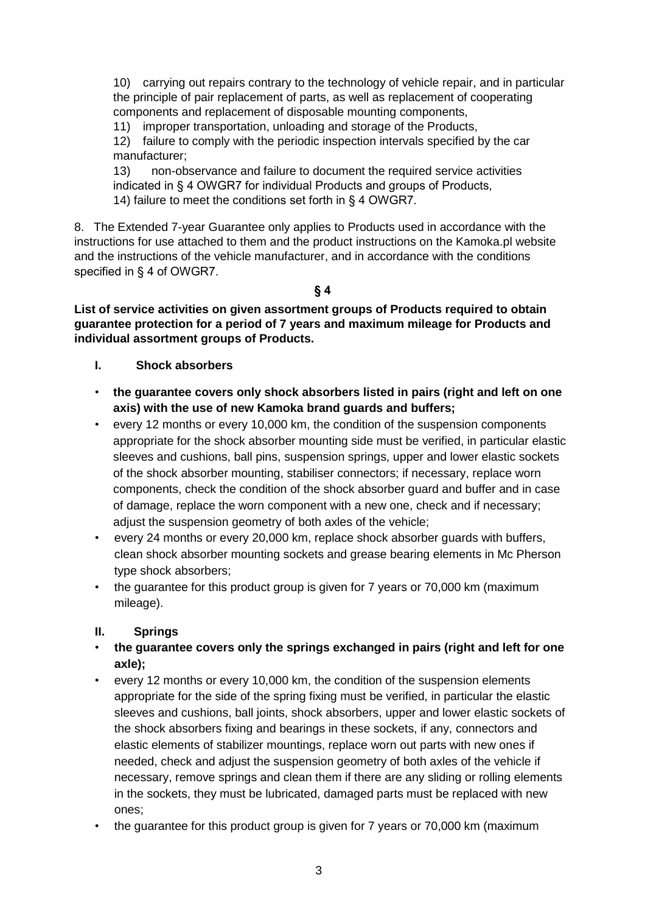10) carrying out repairs contrary to the technology of vehicle repair, and in particular the principle of pair replacement of parts, as well as replacement of cooperating components and replacement of disposable mounting components,

11) improper transportation, unloading and storage of the Products,

12) failure to comply with the periodic inspection intervals specified by the car manufacturer;

13) non-observance and failure to document the required service activities indicated in § 4 OWGR7 for individual Products and groups of Products,

14) failure to meet the conditions set forth in § 4 OWGR7.

8. The Extended 7-year Guarantee only applies to Products used in accordance with the instructions for use attached to them and the product instructions on the Kamoka.pl website and the instructions of the vehicle manufacturer, and in accordance with the conditions specified in § 4 of OWGR7.

## § 4

**List of service activities on given assortment groups of Products required to obtain guarantee protection for a period of 7 years and maximum mileage for Products and individual assortment groups of Products.**

### I. Shock absorbers

- **the guarantee covers only shock absorbers listed in pairs (right and left on one axis) with the use of new Kamoka brand guards and buffers;**
- every 12 months or every 10,000 km, the condition of the suspension components appropriate for the shock absorber mounting side must be verified, in particular elastic sleeves and cushions, ball pins, suspension springs, upper and lower elastic sockets of the shock absorber mounting, stabiliser connectors; if necessary, replace worn components, check the condition of the shock absorber guard and buffer and in case of damage, replace the worn component with a new one, check and if necessary; adjust the suspension geometry of both axles of the vehicle;
- every 24 months or every 20,000 km, replace shock absorber guards with buffers, clean shock absorber mounting sockets and grease bearing elements in Mc Pherson type shock absorbers;
- the guarantee for this product group is given for 7 years or 70,000 km (maximum mileage).

### II. Springs

- **the guarantee covers only the springs exchanged in pairs (right and left for one axle);**
- every 12 months or every 10,000 km, the condition of the suspension elements appropriate for the side of the spring fixing must be verified, in particular the elastic sleeves and cushions, ball joints, shock absorbers, upper and lower elastic sockets of the shock absorbers fixing and bearings in these sockets, if any, connectors and elastic elements of stabilizer mountings, replace worn out parts with new ones if needed, check and adjust the suspension geometry of both axles of the vehicle if necessary, remove springs and clean them if there are any sliding or rolling elements in the sockets, they must be lubricated, damaged parts must be replaced with new ones;
- the guarantee for this product group is given for 7 years or 70,000 km (maximum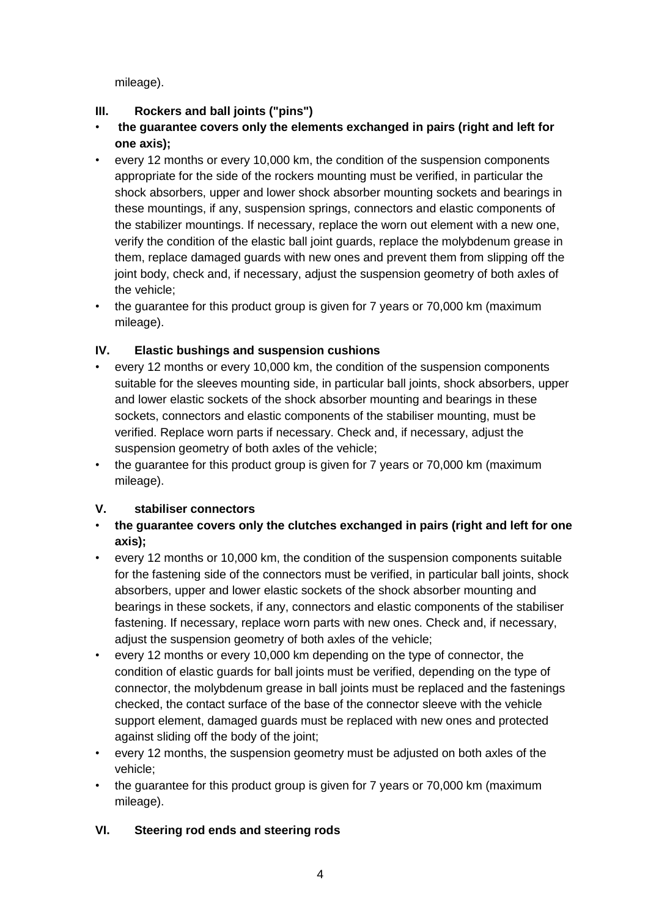mileage).

### III. Rockers and ball joints ("pins")

- **the guarantee covers only the elements exchanged in pairs (right and left for one axis);**
- every 12 months or every 10,000 km, the condition of the suspension components appropriate for the side of the rockers mounting must be verified, in particular the shock absorbers, upper and lower shock absorber mounting sockets and bearings in these mountings, if any, suspension springs, connectors and elastic components of the stabilizer mountings. If necessary, replace the worn out element with a new one, verify the condition of the elastic ball joint guards, replace the molybdenum grease in them, replace damaged guards with new ones and prevent them from slipping off the joint body, check and, if necessary, adjust the suspension geometry of both axles of the vehicle;
- the guarantee for this product group is given for 7 years or 70,000 km (maximum mileage).

### IV. Elastic bushings and suspension cushions

- every 12 months or every 10,000 km, the condition of the suspension components suitable for the sleeves mounting side, in particular ball joints, shock absorbers, upper and lower elastic sockets of the shock absorber mounting and bearings in these sockets, connectors and elastic components of the stabiliser mounting, must be verified. Replace worn parts if necessary. Check and, if necessary, adjust the suspension geometry of both axles of the vehicle;
- the guarantee for this product group is given for 7 years or 70,000 km (maximum mileage).

### V. stabiliser connectors

- **the guarantee covers only the clutches exchanged in pairs (right and left for one axis);**
- every 12 months or 10,000 km, the condition of the suspension components suitable for the fastening side of the connectors must be verified, in particular ball joints, shock absorbers, upper and lower elastic sockets of the shock absorber mounting and bearings in these sockets, if any, connectors and elastic components of the stabiliser fastening. If necessary, replace worn parts with new ones. Check and, if necessary, adjust the suspension geometry of both axles of the vehicle;
- every 12 months or every 10,000 km depending on the type of connector, the condition of elastic guards for ball joints must be verified, depending on the type of connector, the molybdenum grease in ball joints must be replaced and the fastenings checked, the contact surface of the base of the connector sleeve with the vehicle support element, damaged guards must be replaced with new ones and protected against sliding off the body of the joint;
- every 12 months, the suspension geometry must be adjusted on both axles of the vehicle;
- the guarantee for this product group is given for 7 years or 70,000 km (maximum mileage).

### VI. Steering rod ends and steering rods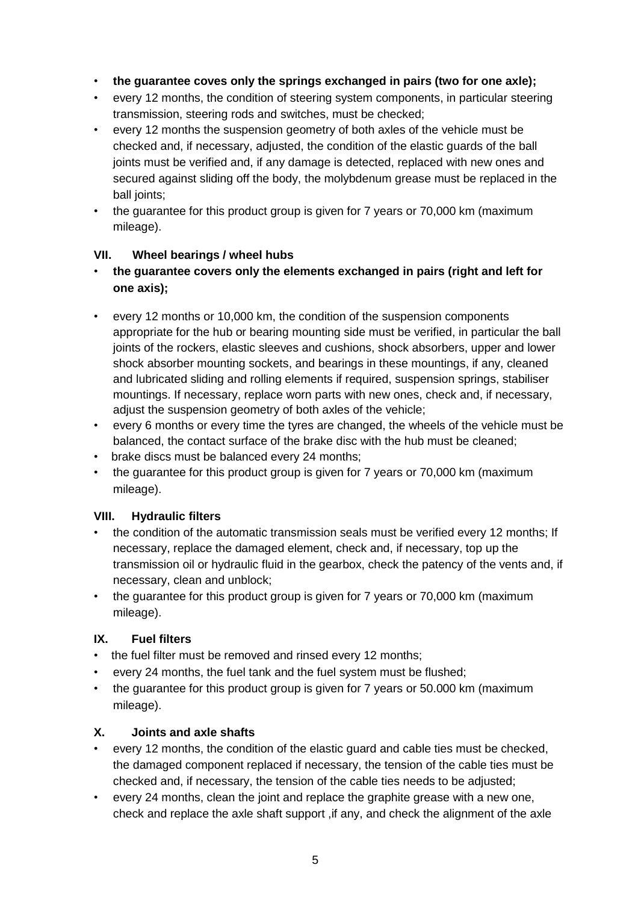- **the guarantee coves only the springs exchanged in pairs (two for one axle);**
- every 12 months, the condition of steering system components, in particular steering transmission, steering rods and switches, must be checked;
- every 12 months the suspension geometry of both axles of the vehicle must be checked and, if necessary, adjusted, the condition of the elastic guards of the ball joints must be verified and, if any damage is detected, replaced with new ones and secured against sliding off the body, the molybdenum grease must be replaced in the ball joints;
- the guarantee for this product group is given for 7 years or 70,000 km (maximum mileage).

## VII. Wheel bearings / wheel hubs

- **the guarantee covers only the elements exchanged in pairs (right and left for one axis);**
- every 12 months or 10,000 km, the condition of the suspension components appropriate for the hub or bearing mounting side must be verified, in particular the ball joints of the rockers, elastic sleeves and cushions, shock absorbers, upper and lower shock absorber mounting sockets, and bearings in these mountings, if any, cleaned and lubricated sliding and rolling elements if required, suspension springs, stabiliser mountings. If necessary, replace worn parts with new ones, check and, if necessary, adjust the suspension geometry of both axles of the vehicle;
- every 6 months or every time the tyres are changed, the wheels of the vehicle must be balanced, the contact surface of the brake disc with the hub must be cleaned;
- brake discs must be balanced every 24 months;
- the guarantee for this product group is given for 7 years or 70,000 km (maximum mileage).

## VIII. Hydraulic filters

- the condition of the automatic transmission seals must be verified every 12 months; If necessary, replace the damaged element, check and, if necessary, top up the transmission oil or hydraulic fluid in the gearbox, check the patency of the vents and, if necessary, clean and unblock;
- the guarantee for this product group is given for 7 years or 70,000 km (maximum mileage).

## IX. Fuel filters

- the fuel filter must be removed and rinsed every 12 months;
- every 24 months, the fuel tank and the fuel system must be flushed;
- the guarantee for this product group is given for 7 years or 50.000 km (maximum mileage).

## X. Joints and axle shafts

- every 12 months, the condition of the elastic guard and cable ties must be checked, the damaged component replaced if necessary, the tension of the cable ties must be checked and, if necessary, the tension of the cable ties needs to be adjusted;
- every 24 months, clean the joint and replace the graphite grease with a new one, check and replace the axle shaft support ,if any, and check the alignment of the axle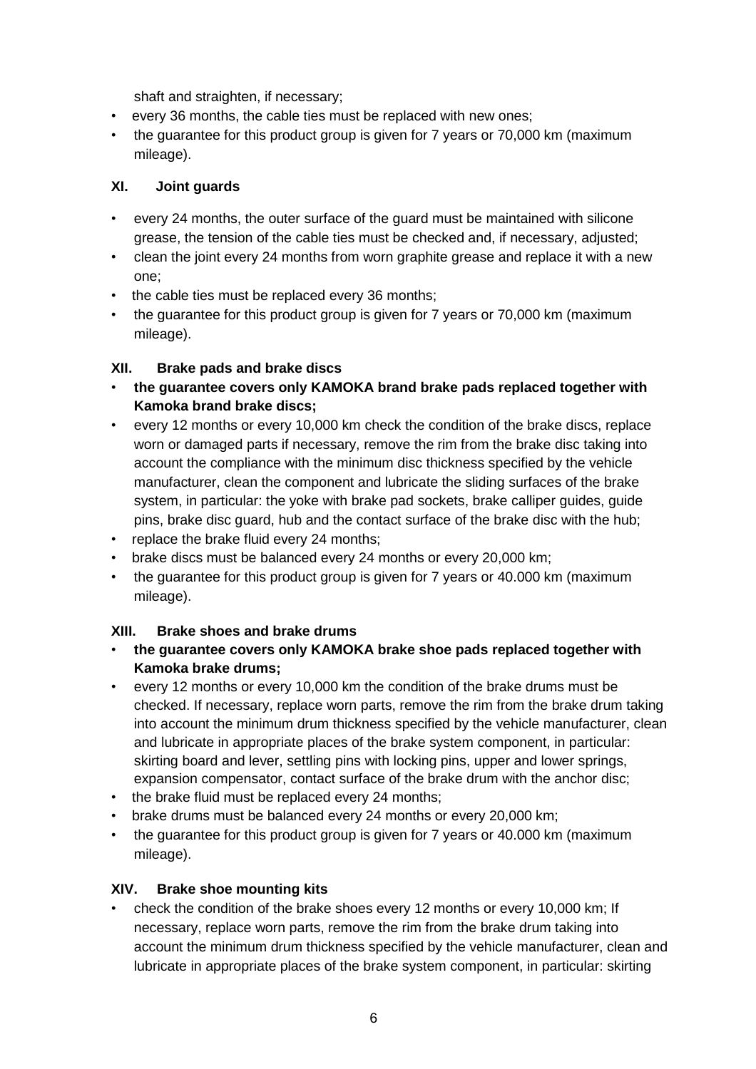shaft and straighten, if necessary;

- every 36 months, the cable ties must be replaced with new ones;
- the guarantee for this product group is given for 7 years or 70,000 km (maximum mileage).

### XI. Joint guards

- every 24 months, the outer surface of the guard must be maintained with silicone grease, the tension of the cable ties must be checked and, if necessary, adjusted;
- clean the joint every 24 months from worn graphite grease and replace it with a new one;
- the cable ties must be replaced every 36 months;
- the guarantee for this product group is given for 7 years or 70,000 km (maximum mileage).

### XII. Brake pads and brake discs

- **the guarantee covers only KAMOKA brand brake pads replaced together with Kamoka brand brake discs;**
- every 12 months or every 10,000 km check the condition of the brake discs, replace worn or damaged parts if necessary, remove the rim from the brake disc taking into account the compliance with the minimum disc thickness specified by the vehicle manufacturer, clean the component and lubricate the sliding surfaces of the brake system, in particular: the yoke with brake pad sockets, brake calliper guides, guide pins, brake disc guard, hub and the contact surface of the brake disc with the hub;
- replace the brake fluid every 24 months;
- brake discs must be balanced every 24 months or every 20,000 km;
- the guarantee for this product group is given for 7 years or 40.000 km (maximum mileage).

### XIII. Brake shoes and brake drums

- **the guarantee covers only KAMOKA brake shoe pads replaced together with Kamoka brake drums;**
- every 12 months or every 10,000 km the condition of the brake drums must be checked. If necessary, replace worn parts, remove the rim from the brake drum taking into account the minimum drum thickness specified by the vehicle manufacturer, clean and lubricate in appropriate places of the brake system component, in particular: skirting board and lever, settling pins with locking pins, upper and lower springs, expansion compensator, contact surface of the brake drum with the anchor disc;
- the brake fluid must be replaced every 24 months;
- brake drums must be balanced every 24 months or every 20,000 km;
- the guarantee for this product group is given for 7 years or 40.000 km (maximum mileage).

### XIV. Brake shoe mounting kits

- check the condition of the brake shoes every 12 months or every 10,000 km; If necessary, replace worn parts, remove the rim from the brake drum taking into account the minimum drum thickness specified by the vehicle manufacturer, clean and lubricate in appropriate places of the brake system component, in particular: skirting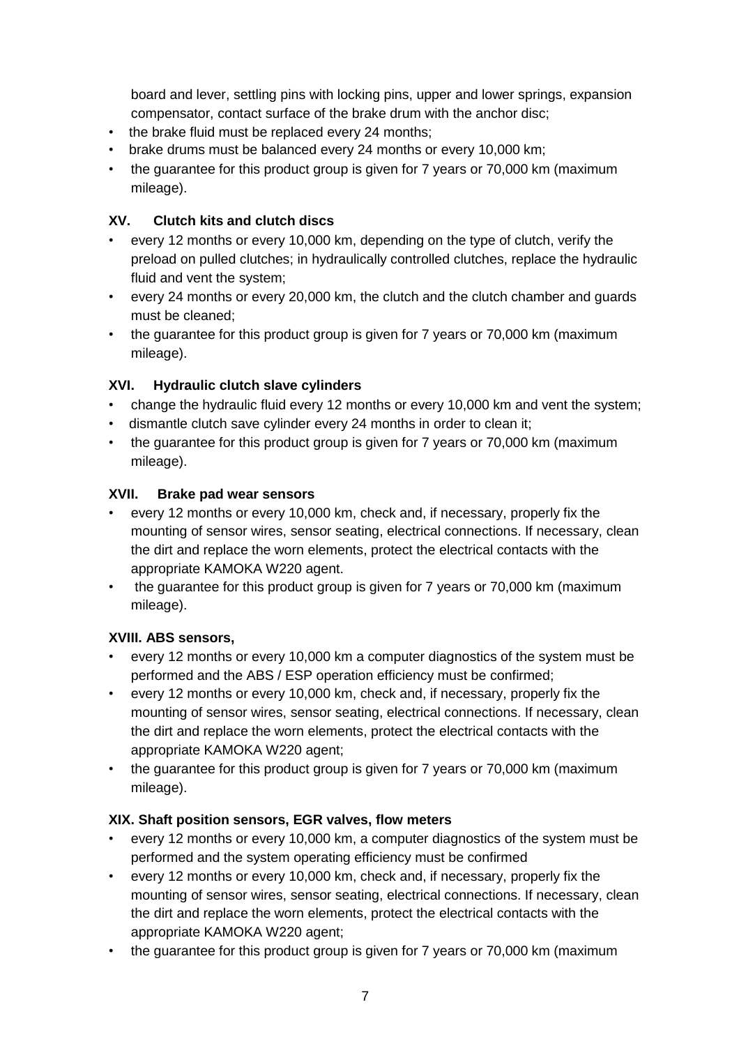board and lever, settling pins with locking pins, upper and lower springs, expansion compensator, contact surface of the brake drum with the anchor disc;

- the brake fluid must be replaced every 24 months;
- brake drums must be balanced every 24 months or every 10,000 km;
- the guarantee for this product group is given for 7 years or 70,000 km (maximum mileage).

### XV. Clutch kits and clutch discs

- every 12 months or every 10,000 km, depending on the type of clutch, verify the preload on pulled clutches; in hydraulically controlled clutches, replace the hydraulic fluid and vent the system;
- every 24 months or every 20,000 km, the clutch and the clutch chamber and guards must be cleaned;
- the guarantee for this product group is given for 7 years or 70,000 km (maximum mileage).

### XVI. Hydraulic clutch slave cylinders

- change the hydraulic fluid every 12 months or every 10,000 km and vent the system;
- dismantle clutch save cylinder every 24 months in order to clean it;
- the guarantee for this product group is given for 7 years or 70,000 km (maximum mileage).

### XVII. Brake pad wear sensors

- every 12 months or every 10,000 km, check and, if necessary, properly fix the mounting of sensor wires, sensor seating, electrical connections. If necessary, clean the dirt and replace the worn elements, protect the electrical contacts with the appropriate KAMOKA W220 agent.
- the guarantee for this product group is given for 7 years or 70,000 km (maximum mileage).

### XVIII. ABS sensors,

- every 12 months or every 10,000 km a computer diagnostics of the system must be performed and the ABS / ESP operation efficiency must be confirmed;
- every 12 months or every 10,000 km, check and, if necessary, properly fix the mounting of sensor wires, sensor seating, electrical connections. If necessary, clean the dirt and replace the worn elements, protect the electrical contacts with the appropriate KAMOKA W220 agent;
- the guarantee for this product group is given for 7 years or 70,000 km (maximum mileage).

### XIX. Shaft position sensors, EGR valves, flow meters

- every 12 months or every 10,000 km, a computer diagnostics of the system must be performed and the system operating efficiency must be confirmed
- every 12 months or every 10,000 km, check and, if necessary, properly fix the mounting of sensor wires, sensor seating, electrical connections. If necessary, clean the dirt and replace the worn elements, protect the electrical contacts with the appropriate KAMOKA W220 agent;
- the guarantee for this product group is given for 7 years or 70,000 km (maximum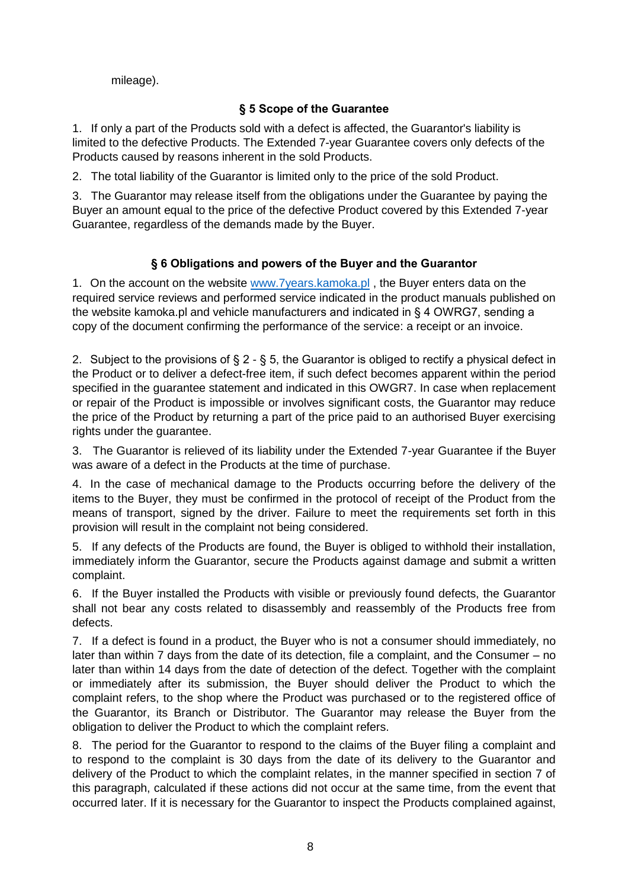mileage).

### § 5 Scope of the Guarantee

1. If only a part of the Products sold with a defect is affected, the Guarantor's liability is limited to the defective Products. The Extended 7-year Guarantee covers only defects of the Products caused by reasons inherent in the sold Products.

2. The total liability of the Guarantor is limited only to the price of the sold Product.

3. The Guarantor may release itself from the obligations under the Guarantee by paying the Buyer an amount equal to the price of the defective Product covered by this Extended 7-year Guarantee, regardless of the demands made by the Buyer.

### § 6 Obligations and powers of the Buyer and the Guarantor

1. On the account on the website [www.7years.kamoka.pl](http://www.7years.kamoka.pl) , the Buyer enters data on the required service reviews and performed service indicated in the product manuals published on the website kamoka.pl and vehicle manufacturers and indicated in § 4 OWRG7, sending a copy of the document confirming the performance of the service: a receipt or an invoice.

2. Subject to the provisions of § 2 - § 5, the Guarantor is obliged to rectify a physical defect in the Product or to deliver a defect-free item, if such defect becomes apparent within the period specified in the guarantee statement and indicated in this OWGR7. In case when replacement or repair of the Product is impossible or involves significant costs, the Guarantor may reduce the price of the Product by returning a part of the price paid to an authorised Buyer exercising rights under the guarantee.

3. The Guarantor is relieved of its liability under the Extended 7-year Guarantee if the Buyer was aware of a defect in the Products at the time of purchase.

4. In the case of mechanical damage to the Products occurring before the delivery of the items to the Buyer, they must be confirmed in the protocol of receipt of the Product from the means of transport, signed by the driver. Failure to meet the requirements set forth in this provision will result in the complaint not being considered.

5. If any defects of the Products are found, the Buyer is obliged to withhold their installation, immediately inform the Guarantor, secure the Products against damage and submit a written complaint.

6. If the Buyer installed the Products with visible or previously found defects, the Guarantor shall not bear any costs related to disassembly and reassembly of the Products free from defects.

7. If a defect is found in a product, the Buyer who is not a consumer should immediately, no later than within 7 days from the date of its detection, file a complaint, and the Consumer – no later than within 14 days from the date of detection of the defect. Together with the complaint or immediately after its submission, the Buyer should deliver the Product to which the complaint refers, to the shop where the Product was purchased or to the registered office of the Guarantor, its Branch or Distributor. The Guarantor may release the Buyer from the obligation to deliver the Product to which the complaint refers.

8. The period for the Guarantor to respond to the claims of the Buyer filing a complaint and to respond to the complaint is 30 days from the date of its delivery to the Guarantor and delivery of the Product to which the complaint relates, in the manner specified in section 7 of this paragraph, calculated if these actions did not occur at the same time, from the event that occurred later. If it is necessary for the Guarantor to inspect the Products complained against,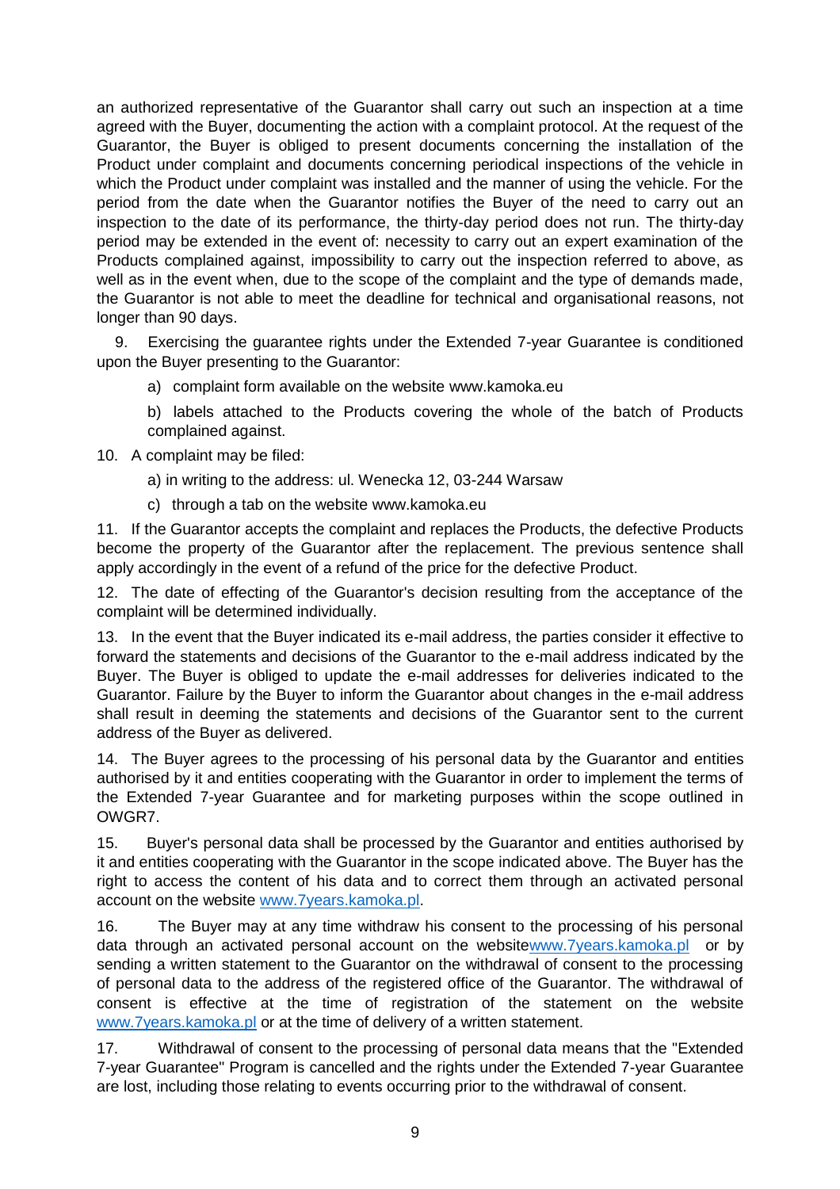an authorized representative of the Guarantor shall carry out such an inspection at a time agreed with the Buyer, documenting the action with a complaint protocol. At the request of the Guarantor, the Buyer is obliged to present documents concerning the installation of the Product under complaint and documents concerning periodical inspections of the vehicle in which the Product under complaint was installed and the manner of using the vehicle. For the period from the date when the Guarantor notifies the Buyer of the need to carry out an inspection to the date of its performance, the thirty-day period does not run. The thirty-day period may be extended in the event of: necessity to carry out an expert examination of the Products complained against, impossibility to carry out the inspection referred to above, as well as in the event when, due to the scope of the complaint and the type of demands made, the Guarantor is not able to meet the deadline for technical and organisational reasons, not longer than 90 days.

9. Exercising the guarantee rights under the Extended 7-year Guarantee is conditioned upon the Buyer presenting to the Guarantor:

a) complaint form available on the website www.kamoka.eu

b) labels attached to the Products covering the whole of the batch of Products complained against.

10. A complaint may be filed:

a) in writing to the address: ul. Wenecka 12, 03-244 Warsaw

c) through a tab on the website www.kamoka.eu

11. If the Guarantor accepts the complaint and replaces the Products, the defective Products become the property of the Guarantor after the replacement. The previous sentence shall apply accordingly in the event of a refund of the price for the defective Product.

12. The date of effecting of the Guarantor's decision resulting from the acceptance of the complaint will be determined individually.

13. In the event that the Buyer indicated its e-mail address, the parties consider it effective to forward the statements and decisions of the Guarantor to the e-mail address indicated by the Buyer. The Buyer is obliged to update the e-mail addresses for deliveries indicated to the Guarantor. Failure by the Buyer to inform the Guarantor about changes in the e-mail address shall result in deeming the statements and decisions of the Guarantor sent to the current address of the Buyer as delivered.

14. The Buyer agrees to the processing of his personal data by the Guarantor and entities authorised by it and entities cooperating with the Guarantor in order to implement the terms of the Extended 7-year Guarantee and for marketing purposes within the scope outlined in OWGR7.

15. Buyer's personal data shall be processed by the Guarantor and entities authorised by it and entities cooperating with the Guarantor in the scope indicated above. The Buyer has the right to access the content of his data and to correct them through an activated personal account on the website www.7years.kamoka.pl.

16. The Buyer may at any time withdraw his consent to the processing of his personal data through an activated personal account on the websitewww.7years.kamoka.pl or by sending a written statement to the Guarantor on the withdrawal of consent to the processing of personal data to the address of the registered office of the Guarantor. The withdrawal of consent is effective at the time of registration of the statement on the website www.7years.kamoka.pl or at the time of delivery of a written statement.

17. Withdrawal of consent to the processing of personal data means that the "Extended 7-year Guarantee" Program is cancelled and the rights under the Extended 7-year Guarantee are lost, including those relating to events occurring prior to the withdrawal of consent.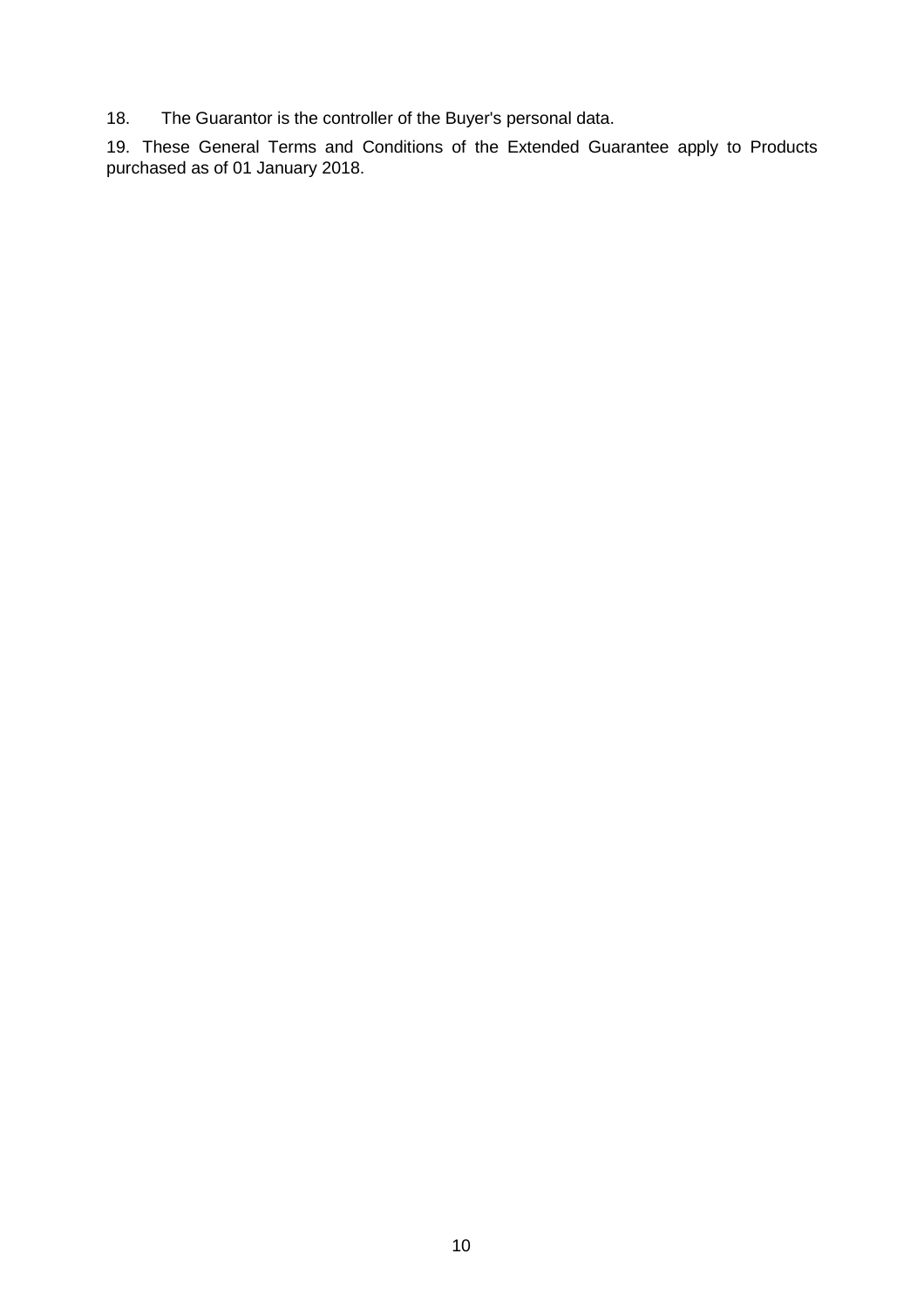18. The Guarantor is the controller of the Buyer's personal data.

19. These General Terms and Conditions of the Extended Guarantee apply to Products purchased as of 01 January 2018.